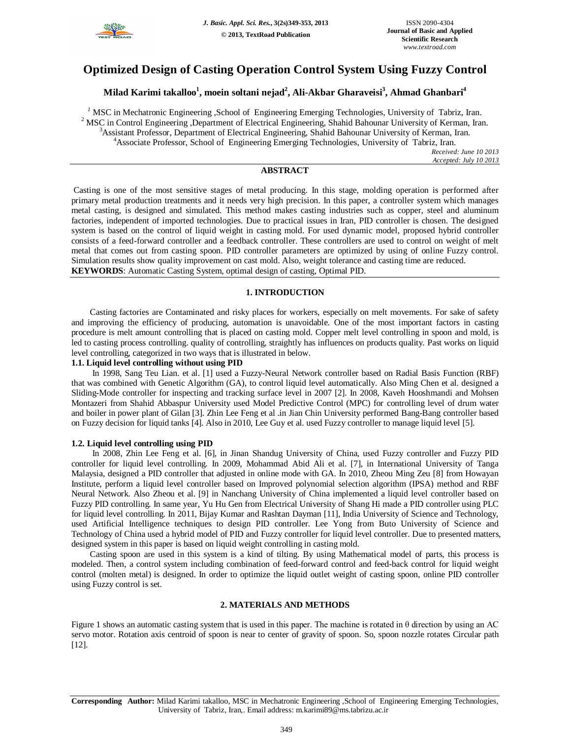# Optimized Design of Casting Operation Control System Using Fuzzy Control

**Milad Karimi takalloo[1], moein soltani nejad[2], Ali-Akbar Gharaveisi[3], Ahmad Ghanbari[4]**

[1] MSC in Mechatronic Engineering ,School of Engineering Emerging Technologies, University of Tabriz, Iran.
[2] MSC in Control Engineering ,Department of Electrical Engineering, Shahid Bahounar University of Kerman, Iran.
[3]Assistant Professor, Department of Electrical Engineering, Shahid Bahounar University of Kerman, Iran.
[4]Associate Professor, School of Engineering Emerging Technologies, University of Tabriz, Iran.

*Received: June 10 2013*
*Accepted: July 10 2013*

## ABSTRACT

Casting is one of the most sensitive stages of metal producing. In this stage, molding operation is performed after primary metal production treatments and it needs very high precision. In this paper, a controller system which manages metal casting, is designed and simulated. This method makes casting industries such as copper, steel and aluminum factories, independent of imported technologies. Due to practical issues in Iran, PID controller is chosen. The designed system is based on the control of liquid weight in casting mold. For used dynamic model, proposed hybrid controller consists of a feed-forward controller and a feedback controller. These controllers are used to control on weight of melt metal that comes out from casting spoon. PID controller parameters are optimized by using of online Fuzzy control. Simulation results show quality improvement on cast mold. Also, weight tolerance and casting time are reduced.

**KEYWORDS**: Automatic Casting System, optimal design of casting, Optimal PID.

## 1. INTRODUCTION

Casting factories are Contaminated and risky places for workers, especially on melt movements. For sake of safety and improving the efficiency of producing, automation is unavoidable. One of the most important factors in casting procedure is melt amount controlling that is placed on casting mold. Copper melt level controlling in spoon and mold, is led to casting process controlling. quality of controlling, straightly has influences on products quality. Past works on liquid level controlling, categorized in two ways that is illustrated in below.

### 1.1. Liquid level controlling without using PID

In 1998, Sang Teu Lian. et al. [1] used a Fuzzy-Neural Network controller based on Radial Basis Function (RBF) that was combined with Genetic Algorithm (GA), to control liquid level automatically. Also Ming Chen et al. designed a Sliding-Mode controller for inspecting and tracking surface level in 2007 [2]. In 2008, Kaveh Hooshmandi and Mohsen Montazeri from Shahid Abbaspur University used Model Predictive Control (MPC) for controlling level of drum water and boiler in power plant of Gilan [3]. Zhin Lee Feng et al .in Jian Chin University performed Bang-Bang controller based on Fuzzy decision for liquid tanks [4]. Also in 2010, Lee Guy et al. used Fuzzy controller to manage liquid level [5].

### 1.2. Liquid level controlling using PID

In 2008, Zhin Lee Feng et al. [6], in Jinan Shandug University of China, used Fuzzy controller and Fuzzy PID controller for liquid level controlling. In 2009, Mohammad Abid Ali et al. [7], in International University of Tanga Malaysia, designed a PID controller that adjusted in online mode with GA. In 2010, Zheou Ming Zeu [8] from Howayan Institute, perform a liquid level controller based on Improved polynomial selection algorithm (IPSA) method and RBF Neural Network. Also Zheou et al. [9] in Nanchang University of China implemented a liquid level controller based on Fuzzy PID controlling. In same year, Yu Hu Gen from Electrical University of Shang Hi made a PID controller using PLC for liquid level controlling. In 2011, Bijay Kumar and Rashtan Dayman [11], India University of Science and Technology, used Artificial Intelligence techniques to design PID controller. Lee Yong from Buto University of Science and Technology of China used a hybrid model of PID and Fuzzy controller for liquid level controller. Due to presented matters, designed system in this paper is based on liquid weight controlling in casting mold.

Casting spoon are used in this system is a kind of tilting. By using Mathematical model of parts, this process is modeled. Then, a control system including combination of feed-forward and feed-back control for liquid weight control (molten metal) is designed. In order to optimize the liquid outlet weight of casting spoon, online PID controller using Fuzzy control is set.

## 2. MATERIALS AND METHODS

Figure 1 shows an automatic casting system that is used in this paper. The machine is rotated in θ direction by using an AC servo motor. Rotation axis centroid of spoon is near to center of gravity of spoon. So, spoon nozzle rotates Circular path [12].

**Corresponding Author:** Milad Karimi takalloo, MSC in Mechatronic Engineering ,School of Engineering Emerging Technologies, University of Tabriz, Iran,. Email address: m.karimi89@ms.tabrizu.ac.ir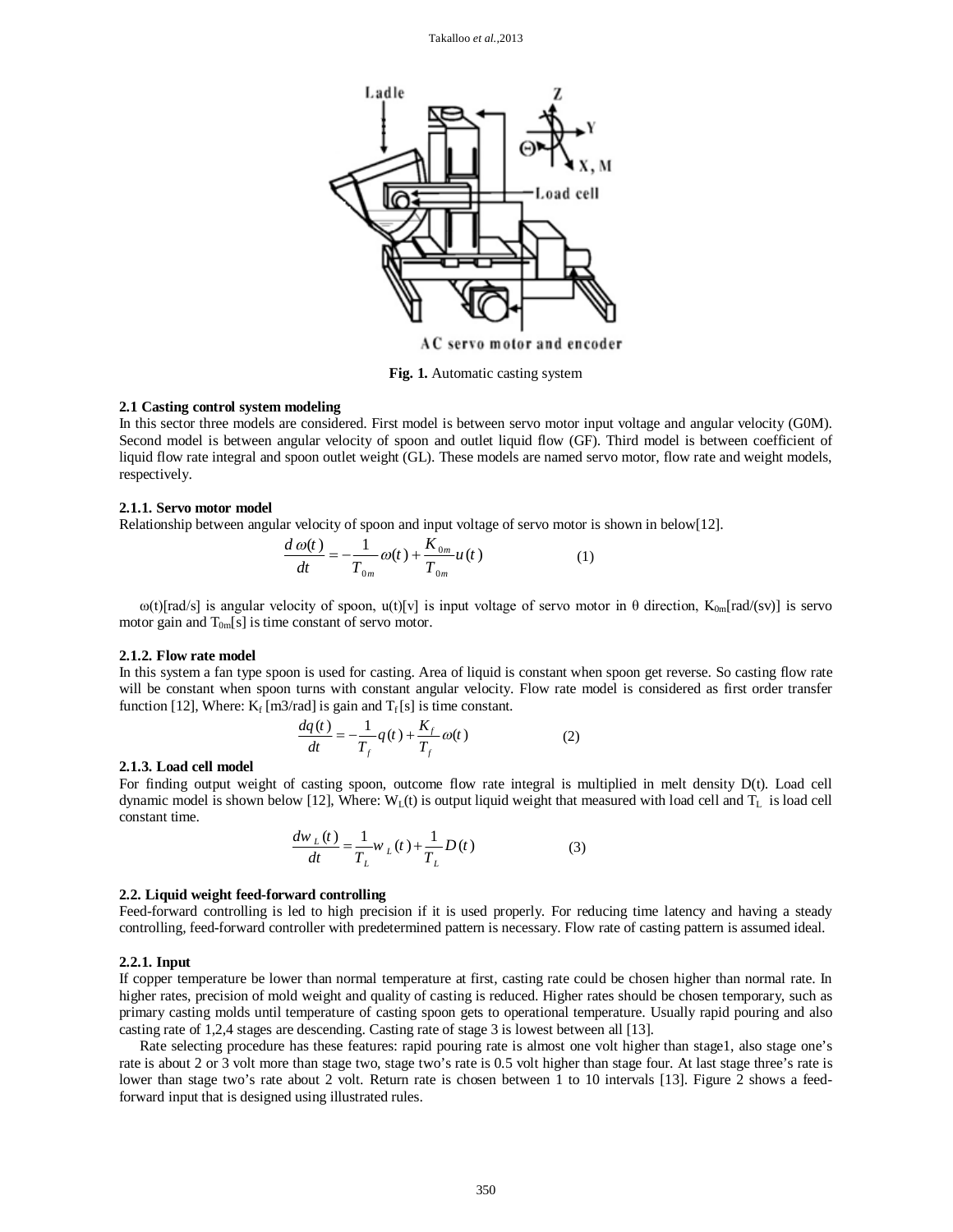Fig. 1. Automatic casting system

### 2.1 Casting control system modeling

In this sector three models are considered. First model is between servo motor input voltage and angular velocity (G0M). Second model is between angular velocity of spoon and outlet liquid flow (GF). Third model is between coefficient of liquid flow rate integral and spoon outlet weight (GL). These models are named servo motor, flow rate and weight models, respectively.

#### 2.1.1. Servo motor model

Relationship between angular velocity of spoon and input voltage of servo motor is shown in below[12].

$$\frac{d\,\omega(t)}{dt} = -\frac{1}{T_{0m}}\omega(t) + \frac{K_{0m}}{T_{0m}}u(t) \qquad (1)$$

$\omega(t)$[rad/s] is angular velocity of spoon, $u(t)$[v] is input voltage of servo motor in $\theta$ direction, $K_{0m}$[rad/(sv)] is servo motor gain and $T_{0m}$[s] is time constant of servo motor.

#### 2.1.2. Flow rate model

In this system a fan type spoon is used for casting. Area of liquid is constant when spoon get reverse. So casting flow rate will be constant when spoon turns with constant angular velocity. Flow rate model is considered as first order transfer function [12], Where: $K_f$ [m3/rad] is gain and $T_f$ [s] is time constant.

$$\frac{dq(t)}{dt} = -\frac{1}{T_f}q(t) + \frac{K_f}{T_f}\omega(t) \qquad (2)$$

#### 2.1.3. Load cell model

For finding output weight of casting spoon, outcome flow rate integral is multiplied in melt density D(t). Load cell dynamic model is shown below [12], Where: $W_L(t)$ is output liquid weight that measured with load cell and $T_L$ is load cell constant time.

$$\frac{dw_L(t)}{dt} = \frac{1}{T_L}w_L(t) + \frac{1}{T_L}D(t) \qquad (3)$$

### 2.2. Liquid weight feed-forward controlling

Feed-forward controlling is led to high precision if it is used properly. For reducing time latency and having a steady controlling, feed-forward controller with predetermined pattern is necessary. Flow rate of casting pattern is assumed ideal.

#### 2.2.1. Input

If copper temperature be lower than normal temperature at first, casting rate could be chosen higher than normal rate. In higher rates, precision of mold weight and quality of casting is reduced. Higher rates should be chosen temporary, such as primary casting molds until temperature of casting spoon gets to operational temperature. Usually rapid pouring and also casting rate of 1,2,4 stages are descending. Casting rate of stage 3 is lowest between all [13].

Rate selecting procedure has these features: rapid pouring rate is almost one volt higher than stage1, also stage one's rate is about 2 or 3 volt more than stage two, stage two's rate is 0.5 volt higher than stage four. At last stage three's rate is lower than stage two's rate about 2 volt. Return rate is chosen between 1 to 10 intervals [13]. Figure 2 shows a feed-forward input that is designed using illustrated rules.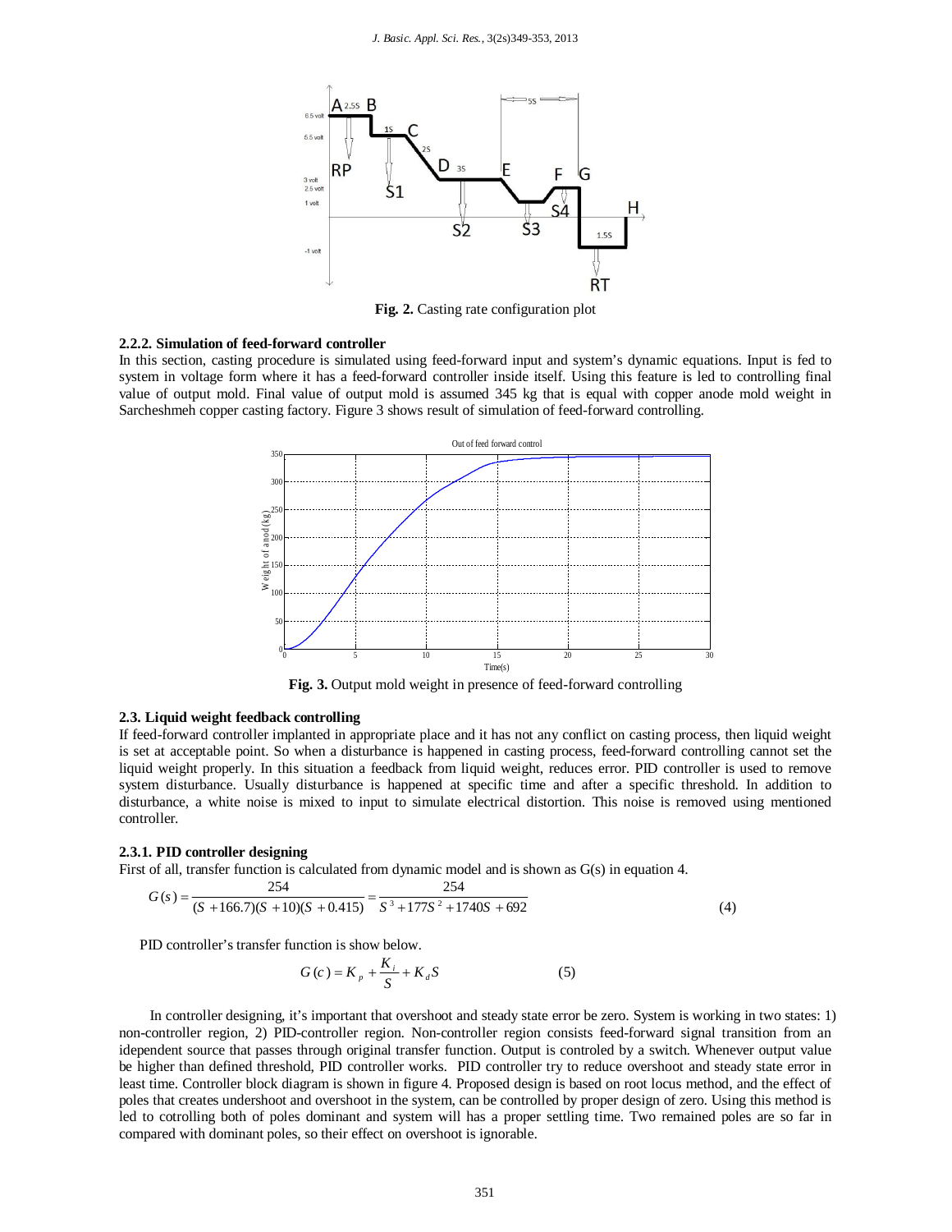**Fig. 2.** Casting rate configuration plot

#### 2.2.2. Simulation of feed-forward controller

In this section, casting procedure is simulated using feed-forward input and system's dynamic equations. Input is fed to system in voltage form where it has a feed-forward controller inside itself. Using this feature is led to controlling final value of output mold. Final value of output mold is assumed 345 kg that is equal with copper anode mold weight in Sarcheshmeh copper casting factory. Figure 3 shows result of simulation of feed-forward controlling.

**Fig. 3.** Output mold weight in presence of feed-forward controlling

### 2.3. Liquid weight feedback controlling

If feed-forward controller implanted in appropriate place and it has not any conflict on casting process, then liquid weight is set at acceptable point. So when a disturbance is happened in casting process, feed-forward controlling cannot set the liquid weight properly. In this situation a feedback from liquid weight, reduces error. PID controller is used to remove system disturbance. Usually disturbance is happened at specific time and after a specific threshold. In addition to disturbance, a white noise is mixed to input to simulate electrical distortion. This noise is removed using mentioned controller.

#### 2.3.1. PID controller designing

First of all, transfer function is calculated from dynamic model and is shown as G(s) in equation 4.

$$G(s) = \frac{254}{(S+166.7)(S+10)(S+0.415)} = \frac{254}{S^3+177S^2+1740S+692} \quad (4)$$

PID controller's transfer function is show below.

$$G(c) = K_p + \frac{K_i}{S} + K_d S \quad (5)$$

In controller designing, it's important that overshoot and steady state error be zero. System is working in two states: 1) non-controller region, 2) PID-controller region. Non-controller region consists feed-forward signal transition from an idependent source that passes through original transfer function. Output is controled by a switch. Whenever output value be higher than defined threshold, PID controller works. PID controller try to reduce overshoot and steady state error in least time. Controller block diagram is shown in figure 4. Proposed design is based on root locus method, and the effect of poles that creates undershoot and overshoot in the system, can be controlled by proper design of zero. Using this method is led to cotrolling both of poles dominant and system will has a proper settling time. Two remained poles are so far in compared with dominant poles, so their effect on overshoot is ignorable.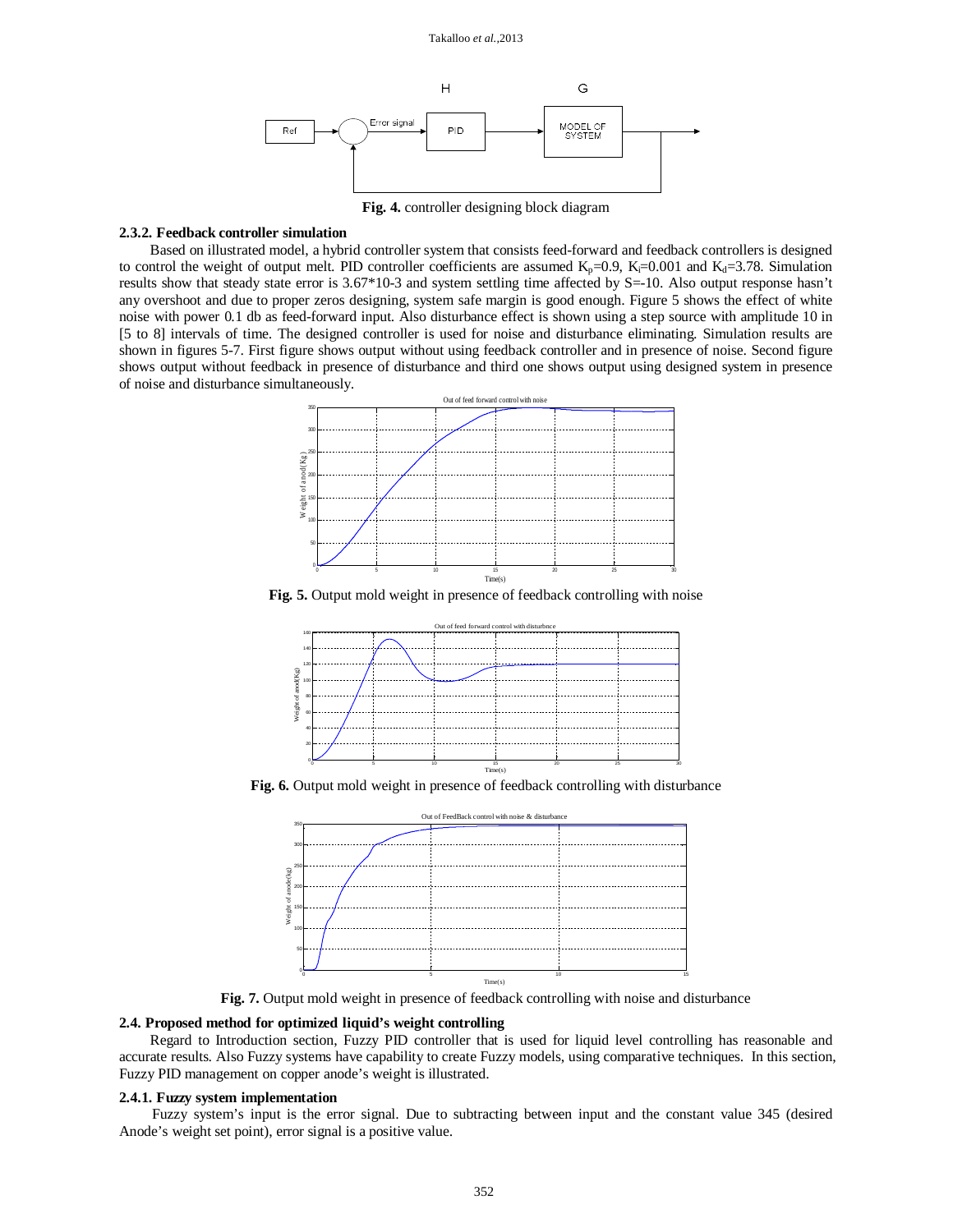**Fig. 4.** controller designing block diagram

### 2.3.2. Feedback controller simulation

Based on illustrated model, a hybrid controller system that consists feed-forward and feedback controllers is designed to control the weight of output melt. PID controller coefficients are assumed $K_p$=0.9, $K_i$=0.001 and $K_d$=3.78. Simulation results show that steady state error is 3.67*10-3 and system settling time affected by S=-10. Also output response hasn't any overshoot and due to proper zeros designing, system safe margin is good enough. Figure 5 shows the effect of white noise with power 0.1 db as feed-forward input. Also disturbance effect is shown using a step source with amplitude 10 in [5 to 8] intervals of time. The designed controller is used for noise and disturbance eliminating. Simulation results are shown in figures 5-7. First figure shows output without using feedback controller and in presence of noise. Second figure shows output without feedback in presence of disturbance and third one shows output using designed system in presence of noise and disturbance simultaneously.

**Fig. 5.** Output mold weight in presence of feedback controlling with noise

**Fig. 6.** Output mold weight in presence of feedback controlling with disturbance

**Fig. 7.** Output mold weight in presence of feedback controlling with noise and disturbance

### 2.4. Proposed method for optimized liquid's weight controlling

Regard to Introduction section, Fuzzy PID controller that is used for liquid level controlling has reasonable and accurate results. Also Fuzzy systems have capability to create Fuzzy models, using comparative techniques. In this section, Fuzzy PID management on copper anode's weight is illustrated.

### 2.4.1. Fuzzy system implementation

Fuzzy system's input is the error signal. Due to subtracting between input and the constant value 345 (desired Anode's weight set point), error signal is a positive value.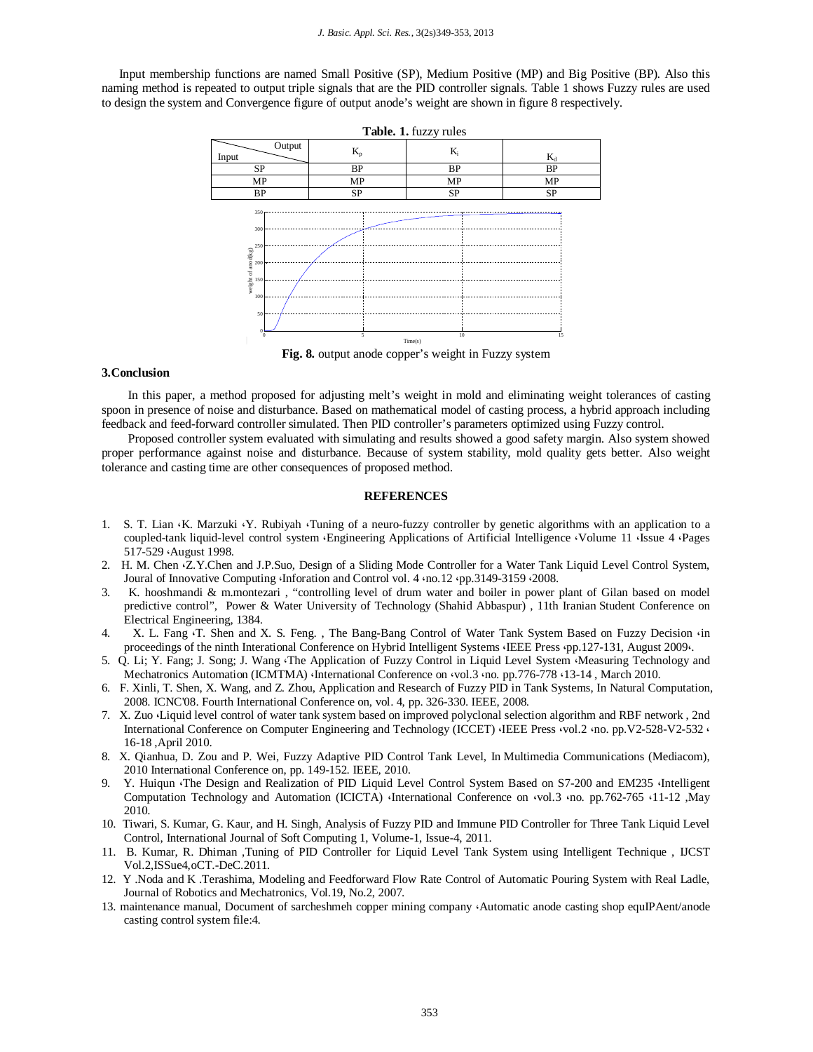Input membership functions are named Small Positive (SP), Medium Positive (MP) and Big Positive (BP). Also this naming method is repeated to output triple signals that are the PID controller signals. Table 1 shows Fuzzy rules are used to design the system and Convergence figure of output anode's weight are shown in figure 8 respectively.

**Table. 1.** fuzzy rules

| Input \ Output | $K_p$ | $K_i$ | $K_d$ |
|---|---|---|---|
| SP | BP | BP | BP |
| MP | MP | MP | MP |
| BP | SP | SP | SP |

350
300
250
200
150
100
50
0
weight of anod(kg)
0
5
10
15
Time(s)

**Fig. 8.** output anode copper's weight in Fuzzy system

## 3.Conclusion

In this paper, a method proposed for adjusting melt's weight in mold and eliminating weight tolerances of casting spoon in presence of noise and disturbance. Based on mathematical model of casting process, a hybrid approach including feedback and feed-forward controller simulated. Then PID controller's parameters optimized using Fuzzy control.

Proposed controller system evaluated with simulating and results showed a good safety margin. Also system showed proper performance against noise and disturbance. Because of system stability, mold quality gets better. Also weight tolerance and casting time are other consequences of proposed method.

## REFERENCES

1. S. T. Lian ،K. Marzuki ،Y. Rubiyah ،Tuning of a neuro-fuzzy controller by genetic algorithms with an application to a coupled-tank liquid-level control system ،Engineering Applications of Artificial Intelligence ،Volume 11 ،Issue 4 ،Pages 517-529 ،August 1998.
2. H. M. Chen ،Z.Y.Chen and J.P.Suo, Design of a Sliding Mode Controller for a Water Tank Liquid Level Control System, Joural of Innovative Computing ،Inforation and Control vol. 4 ،no.12 ،pp.3149-3159 ،2008.
3. K. hooshmandi & m.montezari , "controlling level of drum water and boiler in power plant of Gilan based on model predictive control", Power & Water University of Technology (Shahid Abbaspur) , 11th Iranian Student Conference on Electrical Engineering, 1384.
4. X. L. Fang ،T. Shen and X. S. Feng. , The Bang-Bang Control of Water Tank System Based on Fuzzy Decision ،in proceedings of the ninth Interational Conference on Hybrid Intelligent Systems ،IEEE Press ،pp.127-131, August 2009،.
5. Q. Li; Y. Fang; J. Song; J. Wang ،The Application of Fuzzy Control in Liquid Level System ،Measuring Technology and Mechatronics Automation (ICMTMA) ،International Conference on ،vol.3 ،no. pp.776-778 ،13-14 , March 2010.
6. F. Xinli, T. Shen, X. Wang, and Z. Zhou, Application and Research of Fuzzy PID in Tank Systems, In Natural Computation, 2008. ICNC'08. Fourth International Conference on, vol. 4, pp. 326-330. IEEE, 2008.
7. X. Zuo ،Liquid level control of water tank system based on improved polyclonal selection algorithm and RBF network , 2nd International Conference on Computer Engineering and Technology (ICCET) ،IEEE Press ،vol.2 ،no. pp.V2-528-V2-532 ، 16-18 ,April 2010.
8. X. Qianhua, D. Zou and P. Wei, Fuzzy Adaptive PID Control Tank Level, In Multimedia Communications (Mediacom), 2010 International Conference on, pp. 149-152. IEEE, 2010.
9. Y. Huiqun ،The Design and Realization of PID Liquid Level Control System Based on S7-200 and EM235 ،Intelligent Computation Technology and Automation (ICICTA) ،International Conference on ،vol.3 ،no. pp.762-765 ،11-12 ,May 2010.
10. Tiwari, S. Kumar, G. Kaur, and H. Singh, Analysis of Fuzzy PID and Immune PID Controller for Three Tank Liquid Level Control, International Journal of Soft Computing 1, Volume-1, Issue-4, 2011.
11. B. Kumar, R. Dhiman ,Tuning of PID Controller for Liquid Level Tank System using Intelligent Technique , IJCST Vol.2,ISSue4,oCT.-DeC.2011.
12. Y .Noda and K .Terashima, Modeling and Feedforward Flow Rate Control of Automatic Pouring System with Real Ladle, Journal of Robotics and Mechatronics, Vol.19, No.2, 2007.
13. maintenance manual, Document of sarcheshmeh copper mining company ،Automatic anode casting shop equIPAent/anode casting control system file:4.